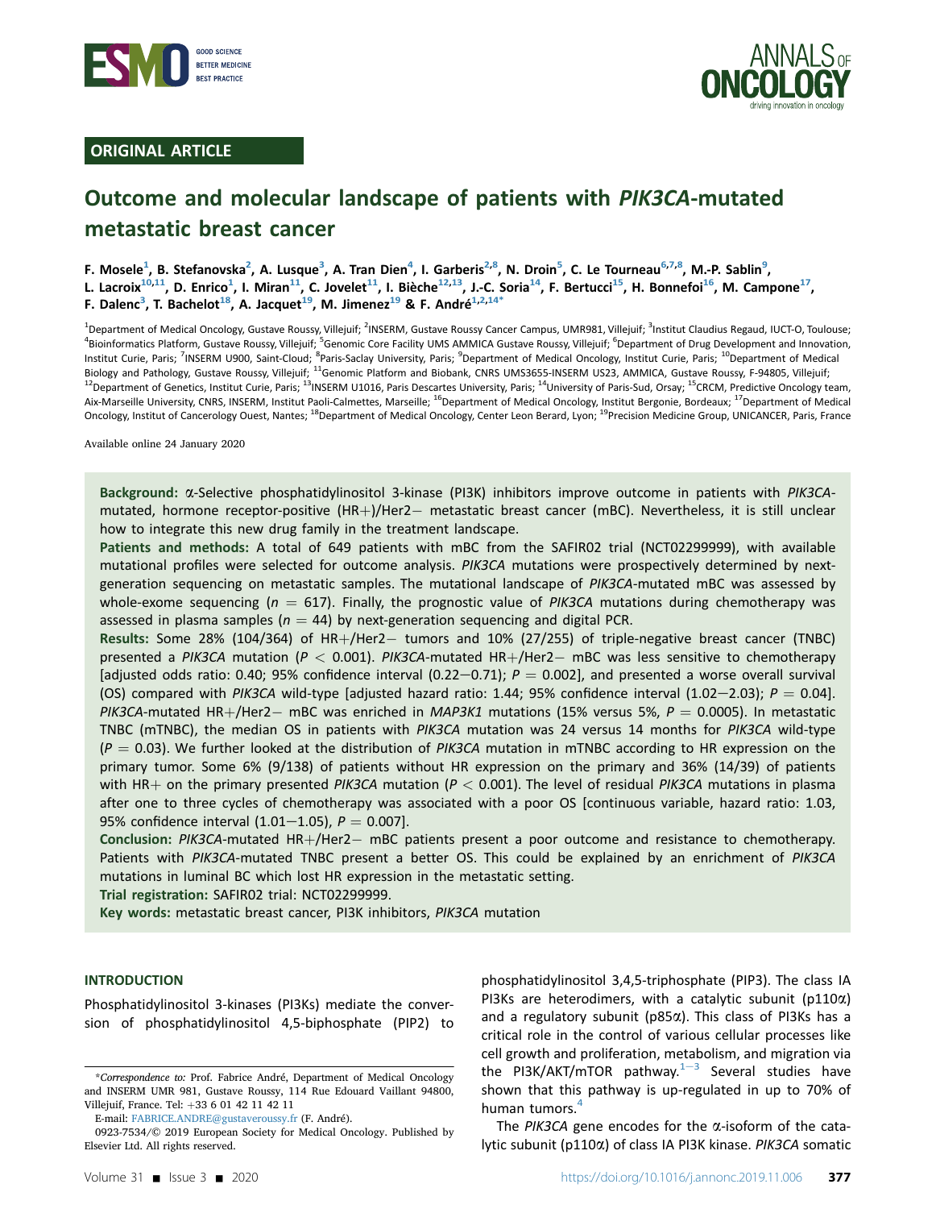ORIGINAL ARTICLE

# Outcome and molecular landscape of patients with *PIK3CA*-mutated metastatic breast cancer

**F. Mosele[1], B. Stefanovska[2], A. Lusque[3], A. Tran Dien[4], I. Garberis[2,8], N. Droin[5], C. Le Tourneau[6,7,8], M.-P. Sablin[9], L. Lacroix[10,11], D. Enrico[1], I. Miran[11], C. Jovelet[11], I. Bièche[12,13], J.-C. Soria[14], F. Bertucci[15], H. Bonnefoi[16], M. Campone[17], F. Dalenc[3], T. Bachelot[18], A. Jacquet[19], M. Jimenez[19] & F. André[1,2,14*]**

[1]Department of Medical Oncology, Gustave Roussy, Villejuif; [2]INSERM, Gustave Roussy Cancer Campus, UMR981, Villejuif; [3]Institut Claudius Regaud, IUCT-O, Toulouse; [4]Bioinformatics Platform, Gustave Roussy, Villejuif; [5]Genomic Core Facility UMS AMMICA Gustave Roussy, Villejuif; [6]Department of Drug Development and Innovation, Institut Curie, Paris; [7]INSERM U900, Saint-Cloud; [8]Paris-Saclay University, Paris; [9]Department of Medical Oncology, Institut Curie, Paris; [10]Department of Medical Biology and Pathology, Gustave Roussy, Villejuif; [11]Genomic Platform and Biobank, CNRS UMS3655-INSERM US23, AMMICA, Gustave Roussy, F-94805, Villejuif; [12]Department of Genetics, Institut Curie, Paris; [13]INSERM U1016, Paris Descartes University, Paris; [14]University of Paris-Sud, Orsay; [15]CRCM, Predictive Oncology team, Aix-Marseille University, CNRS, INSERM, Institut Paoli-Calmettes, Marseille; [16]Department of Medical Oncology, Institut Bergonie, Bordeaux; [17]Department of Medical Oncology, Institut of Cancerology Ouest, Nantes; [18]Department of Medical Oncology, Center Leon Berard, Lyon; [19]Precision Medicine Group, UNICANCER, Paris, France

Available online 24 January 2020

**Background:** α-Selective phosphatidylinositol 3-kinase (PI3K) inhibitors improve outcome in patients with *PIK3CA*-mutated, hormone receptor-positive (HR+)/Her2− metastatic breast cancer (mBC). Nevertheless, it is still unclear how to integrate this new drug family in the treatment landscape.

**Patients and methods:** A total of 649 patients with mBC from the SAFIR02 trial (NCT02299999), with available mutational profiles were selected for outcome analysis. *PIK3CA* mutations were prospectively determined by next-generation sequencing on metastatic samples. The mutational landscape of *PIK3CA*-mutated mBC was assessed by whole-exome sequencing ($n = 617$). Finally, the prognostic value of *PIK3CA* mutations during chemotherapy was assessed in plasma samples ($n = 44$) by next-generation sequencing and digital PCR.

**Results:** Some 28% (104/364) of HR+/Her2− tumors and 10% (27/255) of triple-negative breast cancer (TNBC) presented a *PIK3CA* mutation ($P < 0.001$). *PIK3CA*-mutated HR+/Her2− mBC was less sensitive to chemotherapy [adjusted odds ratio: 0.40; 95% confidence interval (0.22−0.71); $P = 0.002$], and presented a worse overall survival (OS) compared with *PIK3CA* wild-type [adjusted hazard ratio: 1.44; 95% confidence interval (1.02−2.03); $P = 0.04$]. *PIK3CA*-mutated HR+/Her2− mBC was enriched in *MAP3K1* mutations (15% versus 5%, $P = 0.0005$). In metastatic TNBC (mTNBC), the median OS in patients with *PIK3CA* mutation was 24 versus 14 months for *PIK3CA* wild-type ($P = 0.03$). We further looked at the distribution of *PIK3CA* mutation in mTNBC according to HR expression on the primary tumor. Some 6% (9/138) of patients without HR expression on the primary and 36% (14/39) of patients with HR+ on the primary presented *PIK3CA* mutation ($P < 0.001$). The level of residual *PIK3CA* mutations in plasma after one to three cycles of chemotherapy was associated with a poor OS [continuous variable, hazard ratio: 1.03, 95% confidence interval (1.01−1.05), $P = 0.007$].

**Conclusion:** *PIK3CA*-mutated HR+/Her2− mBC patients present a poor outcome and resistance to chemotherapy. Patients with *PIK3CA*-mutated TNBC present a better OS. This could be explained by an enrichment of *PIK3CA* mutations in luminal BC which lost HR expression in the metastatic setting.

**Trial registration:** SAFIR02 trial: NCT02299999.

**Key words:** metastatic breast cancer, PI3K inhibitors, *PIK3CA* mutation

## INTRODUCTION

Phosphatidylinositol 3-kinases (PI3Ks) mediate the conversion of phosphatidylinositol 4,5-biphosphate (PIP2) to phosphatidylinositol 3,4,5-triphosphate (PIP3). The class IA PI3Ks are heterodimers, with a catalytic subunit (p110α) and a regulatory subunit (p85α). This class of PI3Ks has a critical role in the control of various cellular processes like cell growth and proliferation, metabolism, and migration via the PI3K/AKT/mTOR pathway.[1−3] Several studies have shown that this pathway is up-regulated in up to 70% of human tumors.[4]

The *PIK3CA* gene encodes for the α-isoform of the catalytic subunit (p110α) of class IA PI3K kinase. *PIK3CA* somatic

*Correspondence to: Prof. Fabrice André, Department of Medical Oncology and INSERM UMR 981, Gustave Roussy, 114 Rue Edouard Vaillant 94800, Villejuif, France. Tel: +33 6 01 42 11 42 11

E-mail: FABRICE.ANDRE@gustaveroussy.fr (F. André).

0923-7534/© 2019 European Society for Medical Oncology. Published by Elsevier Ltd. All rights reserved.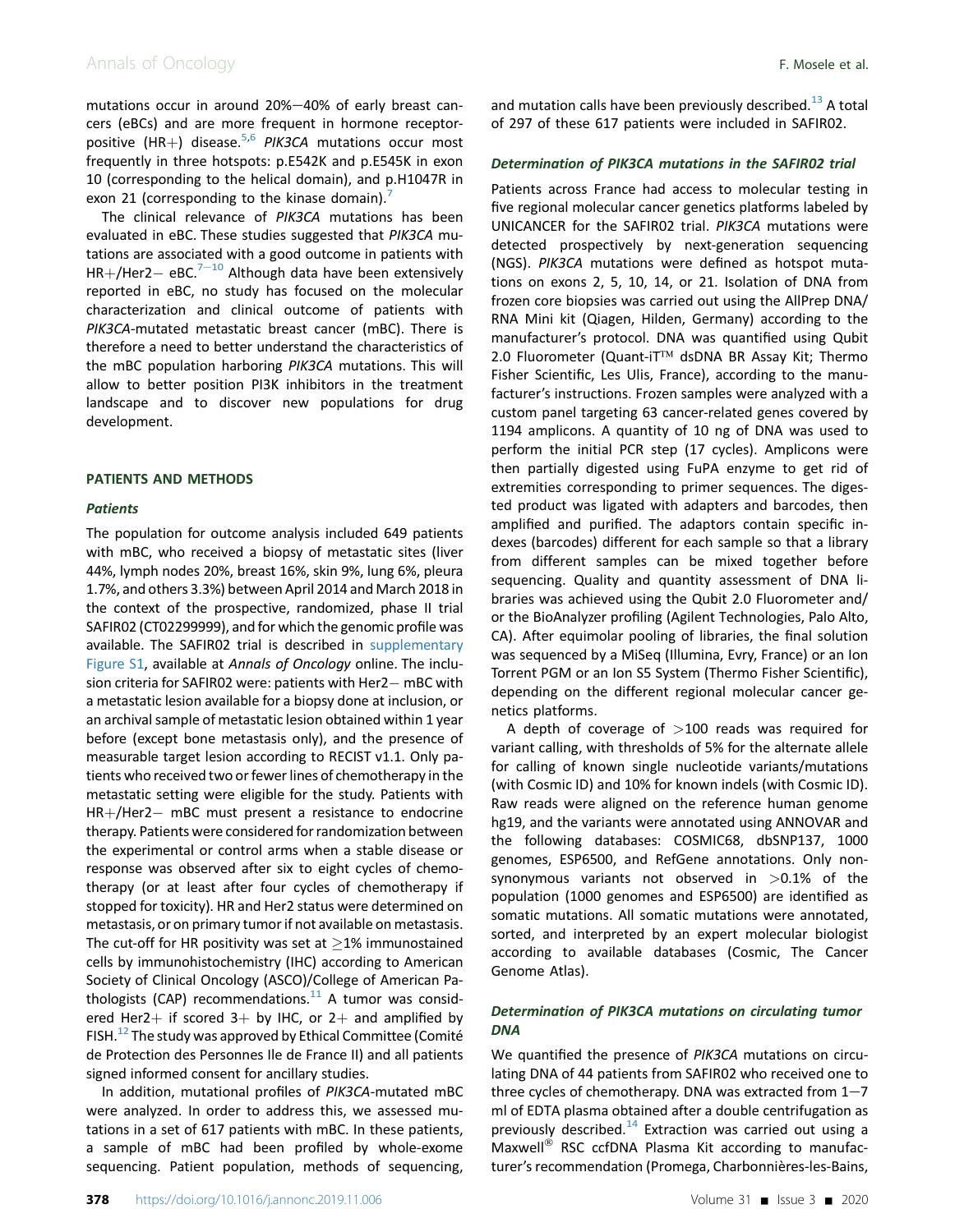mutations occur in around 20%–40% of early breast cancers (eBCs) and are more frequent in hormone receptor-positive (HR+) disease.[5,6] *PIK3CA* mutations occur most frequently in three hotspots: p.E542K and p.E545K in exon 10 (corresponding to the helical domain), and p.H1047R in exon 21 (corresponding to the kinase domain).[7]

The clinical relevance of *PIK3CA* mutations has been evaluated in eBC. These studies suggested that *PIK3CA* mutations are associated with a good outcome in patients with HR+/Her2− eBC.[7–10] Although data have been extensively reported in eBC, no study has focused on the molecular characterization and clinical outcome of patients with *PIK3CA*-mutated metastatic breast cancer (mBC). There is therefore a need to better understand the characteristics of the mBC population harboring *PIK3CA* mutations. This will allow to better position PI3K inhibitors in the treatment landscape and to discover new populations for drug development.

## PATIENTS AND METHODS

### Patients

The population for outcome analysis included 649 patients with mBC, who received a biopsy of metastatic sites (liver 44%, lymph nodes 20%, breast 16%, skin 9%, lung 6%, pleura 1.7%, and others 3.3%) between April 2014 and March 2018 in the context of the prospective, randomized, phase II trial SAFIR02 (CT02299999), and for which the genomic profile was available. The SAFIR02 trial is described in supplementary Figure S1, available at *Annals of Oncology* online. The inclusion criteria for SAFIR02 were: patients with Her2− mBC with a metastatic lesion available for a biopsy done at inclusion, or an archival sample of metastatic lesion obtained within 1 year before (except bone metastasis only), and the presence of measurable target lesion according to RECIST v1.1. Only patients who received two or fewer lines of chemotherapy in the metastatic setting were eligible for the study. Patients with HR+/Her2− mBC must present a resistance to endocrine therapy. Patients were considered for randomization between the experimental or control arms when a stable disease or response was observed after six to eight cycles of chemotherapy (or at least after four cycles of chemotherapy if stopped for toxicity). HR and Her2 status were determined on metastasis, or on primary tumor if not available on metastasis. The cut-off for HR positivity was set at ≥1% immunostained cells by immunohistochemistry (IHC) according to American Society of Clinical Oncology (ASCO)/College of American Pathologists (CAP) recommendations.[11] A tumor was considered Her2+ if scored 3+ by IHC, or 2+ and amplified by FISH.[12] The study was approved by Ethical Committee (Comité de Protection des Personnes Ile de France II) and all patients signed informed consent for ancillary studies.

In addition, mutational profiles of *PIK3CA*-mutated mBC were analyzed. In order to address this, we assessed mutations in a set of 617 patients with mBC. In these patients, a sample of mBC had been profiled by whole-exome sequencing. Patient population, methods of sequencing, and mutation calls have been previously described.[13] A total of 297 of these 617 patients were included in SAFIR02.

### Determination of *PIK3CA* mutations in the SAFIR02 trial

Patients across France had access to molecular testing in five regional molecular cancer genetics platforms labeled by UNICANCER for the SAFIR02 trial. *PIK3CA* mutations were detected prospectively by next-generation sequencing (NGS). *PIK3CA* mutations were defined as hotspot mutations on exons 2, 5, 10, 14, or 21. Isolation of DNA from frozen core biopsies was carried out using the AllPrep DNA/RNA Mini kit (Qiagen, Hilden, Germany) according to the manufacturer's protocol. DNA was quantified using Qubit 2.0 Fluorometer (Quant-iT™ dsDNA BR Assay Kit; Thermo Fisher Scientific, Les Ulis, France), according to the manufacturer's instructions. Frozen samples were analyzed with a custom panel targeting 63 cancer-related genes covered by 1194 amplicons. A quantity of 10 ng of DNA was used to perform the initial PCR step (17 cycles). Amplicons were then partially digested using FuPA enzyme to get rid of extremities corresponding to primer sequences. The digested product was ligated with adapters and barcodes, then amplified and purified. The adaptors contain specific indexes (barcodes) different for each sample so that a library from different samples can be mixed together before sequencing. Quality and quantity assessment of DNA libraries was achieved using the Qubit 2.0 Fluorometer and/or the BioAnalyzer profiling (Agilent Technologies, Palo Alto, CA). After equimolar pooling of libraries, the final solution was sequenced by a MiSeq (Illumina, Evry, France) or an Ion Torrent PGM or an Ion S5 System (Thermo Fisher Scientific), depending on the different regional molecular cancer genetics platforms.

A depth of coverage of >100 reads was required for variant calling, with thresholds of 5% for the alternate allele for calling of known single nucleotide variants/mutations (with Cosmic ID) and 10% for known indels (with Cosmic ID). Raw reads were aligned on the reference human genome hg19, and the variants were annotated using ANNOVAR and the following databases: COSMIC68, dbSNP137, 1000 genomes, ESP6500, and RefGene annotations. Only non-synonymous variants not observed in >0.1% of the population (1000 genomes and ESP6500) are identified as somatic mutations. All somatic mutations were annotated, sorted, and interpreted by an expert molecular biologist according to available databases (Cosmic, The Cancer Genome Atlas).

### Determination of *PIK3CA* mutations on circulating tumor DNA

We quantified the presence of *PIK3CA* mutations on circulating DNA of 44 patients from SAFIR02 who received one to three cycles of chemotherapy. DNA was extracted from 1–7 ml of EDTA plasma obtained after a double centrifugation as previously described.[14] Extraction was carried out using a Maxwell® RSC ccfDNA Plasma Kit according to manufacturer's recommendation (Promega, Charbonnières-les-Bains,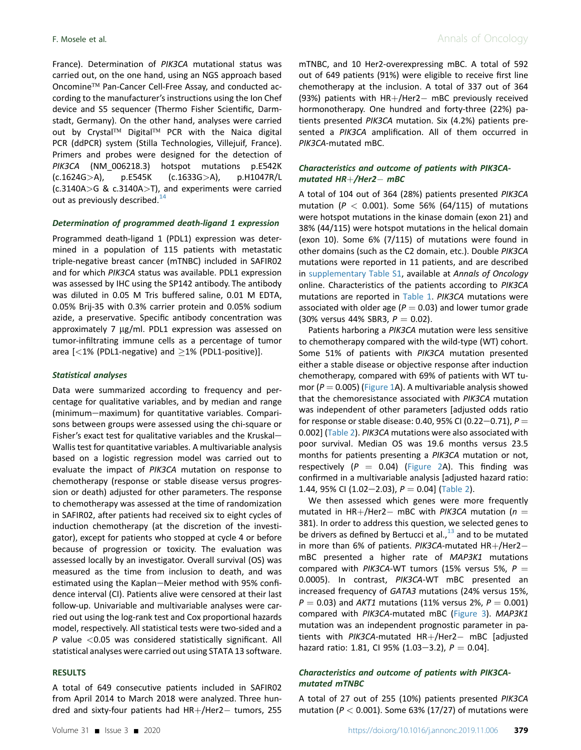France). Determination of *PIK3CA* mutational status was carried out, on the one hand, using an NGS approach based Oncomine™ Pan-Cancer Cell-Free Assay, and conducted according to the manufacturer's instructions using the Ion Chef device and S5 sequencer (Thermo Fisher Scientific, Darmstadt, Germany). On the other hand, analyses were carried out by Crystal™ Digital™ PCR with the Naica digital PCR (ddPCR) system (Stilla Technologies, Villejuif, France). Primers and probes were designed for the detection of *PIK3CA* (NM_006218.3) hotspot mutations p.E542K (c.1624G>A), p.E545K (c.1633G>A), p.H1047R/L (c.3140A>G & c.3140A>T), and experiments were carried out as previously described.[14]

### *Determination of programmed death-ligand 1 expression*

Programmed death-ligand 1 (PDL1) expression was determined in a population of 115 patients with metastatic triple-negative breast cancer (mTNBC) included in SAFIR02 and for which *PIK3CA* status was available. PDL1 expression was assessed by IHC using the SP142 antibody. The antibody was diluted in 0.05 M Tris buffered saline, 0.01 M EDTA, 0.05% Brij-35 with 0.3% carrier protein and 0.05% sodium azide, a preservative. Specific antibody concentration was approximately 7 μg/ml. PDL1 expression was assessed on tumor-infiltrating immune cells as a percentage of tumor area [<1% (PDL1-negative) and ≥1% (PDL1-positive)].

### *Statistical analyses*

Data were summarized according to frequency and percentage for qualitative variables, and by median and range (minimum−maximum) for quantitative variables. Comparisons between groups were assessed using the chi-square or Fisher's exact test for qualitative variables and the Kruskal−Wallis test for quantitative variables. A multivariable analysis based on a logistic regression model was carried out to evaluate the impact of *PIK3CA* mutation on response to chemotherapy (response or stable disease versus progression or death) adjusted for other parameters. The response to chemotherapy was assessed at the time of randomization in SAFIR02, after patients had received six to eight cycles of induction chemotherapy (at the discretion of the investigator), except for patients who stopped at cycle 4 or before because of progression or toxicity. The evaluation was assessed locally by an investigator. Overall survival (OS) was measured as the time from inclusion to death, and was estimated using the Kaplan−Meier method with 95% confidence interval (CI). Patients alive were censored at their last follow-up. Univariable and multivariable analyses were carried out using the log-rank test and Cox proportional hazards model, respectively. All statistical tests were two-sided and a *P* value <0.05 was considered statistically significant. All statistical analyses were carried out using STATA 13 software.

## RESULTS

A total of 649 consecutive patients included in SAFIR02 from April 2014 to March 2018 were analyzed. Three hundred and sixty-four patients had HR+/Her2− tumors, 255 mTNBC, and 10 Her2-overexpressing mBC. A total of 592 out of 649 patients (91%) were eligible to receive first line chemotherapy at the inclusion. A total of 337 out of 364 (93%) patients with HR+/Her2− mBC previously received hormonotherapy. One hundred and forty-three (22%) patients presented *PIK3CA* mutation. Six (4.2%) patients presented a *PIK3CA* amplification. All of them occurred in *PIK3CA*-mutated mBC.

### *Characteristics and outcome of patients with PIK3CA-mutated HR+/Her2− mBC*

A total of 104 out of 364 (28%) patients presented *PIK3CA* mutation ($P < 0.001$). Some 56% (64/115) of mutations were hotspot mutations in the kinase domain (exon 21) and 38% (44/115) were hotspot mutations in the helical domain (exon 10). Some 6% (7/115) of mutations were found in other domains (such as the C2 domain, etc.). Double *PIK3CA* mutations were reported in 11 patients, and are described in supplementary Table S1, available at *Annals of Oncology* online. Characteristics of the patients according to *PIK3CA* mutations are reported in Table 1. *PIK3CA* mutations were associated with older age ($P = 0.03$) and lower tumor grade (30% versus 44% SBR3, $P = 0.02$).

Patients harboring a *PIK3CA* mutation were less sensitive to chemotherapy compared with the wild-type (WT) cohort. Some 51% of patients with *PIK3CA* mutation presented either a stable disease or objective response after induction chemotherapy, compared with 69% of patients with WT tumor ($P = 0.005$) (Figure 1A). A multivariable analysis showed that the chemoresistance associated with *PIK3CA* mutation was independent of other parameters [adjusted odds ratio for response or stable disease: 0.40, 95% CI (0.22−0.71), $P = 0.002$] (Table 2). *PIK3CA* mutations were also associated with poor survival. Median OS was 19.6 months versus 23.5 months for patients presenting a *PIK3CA* mutation or not, respectively ($P = 0.04$) (Figure 2A). This finding was confirmed in a multivariable analysis [adjusted hazard ratio: 1.44, 95% CI (1.02−2.03), $P = 0.04$] (Table 2).

We then assessed which genes were more frequently mutated in HR+/Her2− mBC with *PIK3CA* mutation ($n = 381$). In order to address this question, we selected genes to be drivers as defined by Bertucci et al.,[13] and to be mutated in more than 6% of patients. *PIK3CA*-mutated HR+/Her2− mBC presented a higher rate of *MAP3K1* mutations compared with *PIK3CA*-WT tumors (15% versus 5%, $P = 0.0005$). In contrast, *PIK3CA*-WT mBC presented an increased frequency of *GATA3* mutations (24% versus 15%, $P = 0.03$) and *AKT1* mutations (11% versus 2%, $P = 0.001$) compared with *PIK3CA*-mutated mBC (Figure 3). *MAP3K1* mutation was an independent prognostic parameter in patients with *PIK3CA*-mutated HR+/Her2− mBC [adjusted hazard ratio: 1.81, CI 95% (1.03−3.2), $P = 0.04$].

### *Characteristics and outcome of patients with PIK3CA-mutated mTNBC*

A total of 27 out of 255 (10%) patients presented *PIK3CA* mutation ($P < 0.001$). Some 63% (17/27) of mutations were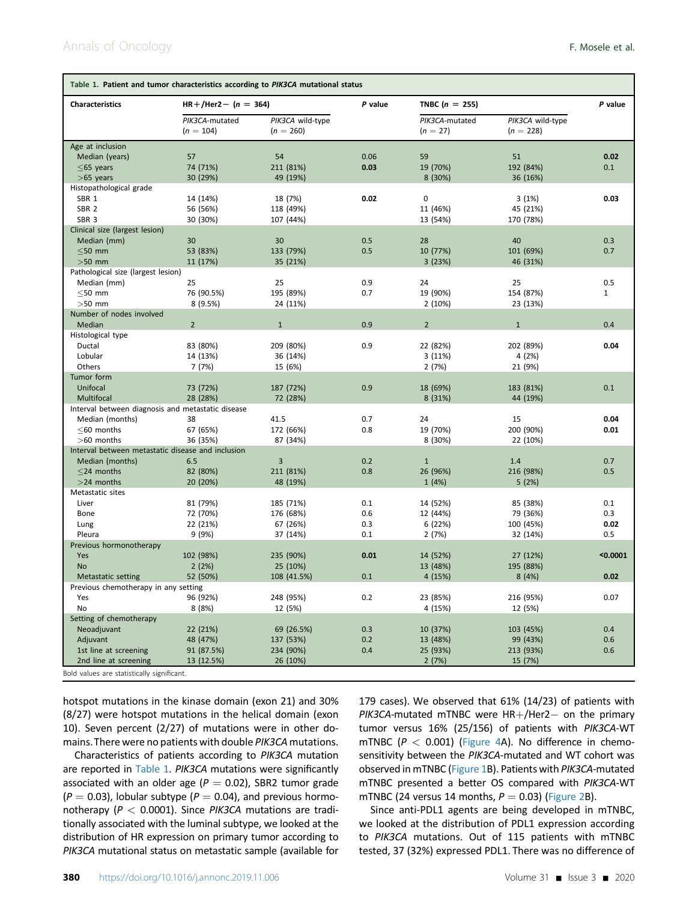**Table 1. Patient and tumor characteristics according to *PIK3CA* mutational status**

| Characteristics | HR+/Her2− (n = 364) | | *P* value | TNBC (n = 255) | | *P* value |
|---|---|---|---|---|---|---|
| | *PIK3CA*-mutated (n = 104) | *PIK3CA* wild-type (n = 260) | | *PIK3CA*-mutated (n = 27) | *PIK3CA* wild-type (n = 228) | |
| Age at inclusion | | | | | | |
| Median (years) | 57 | 54 | 0.06 | 59 | 51 | **0.02** |
| ≤65 years | 74 (71%) | 211 (81%) | **0.03** | 19 (70%) | 192 (84%) | 0.1 |
| >65 years | 30 (29%) | 49 (19%) | | 8 (30%) | 36 (16%) | |
| Histopathological grade | | | | | | |
| SBR 1 | 14 (14%) | 18 (7%) | **0.02** | 0 | 3 (1%) | **0.03** |
| SBR 2 | 56 (56%) | 118 (49%) | | 11 (46%) | 45 (21%) | |
| SBR 3 | 30 (30%) | 107 (44%) | | 13 (54%) | 170 (78%) | |
| Clinical size (largest lesion) | | | | | | |
| Median (mm) | 30 | 30 | 0.5 | 28 | 40 | 0.3 |
| ≤50 mm | 53 (83%) | 133 (79%) | 0.5 | 10 (77%) | 101 (69%) | 0.7 |
| >50 mm | 11 (17%) | 35 (21%) | | 3 (23%) | 46 (31%) | |
| Pathological size (largest lesion) | | | | | | |
| Median (mm) | 25 | 25 | 0.9 | 24 | 25 | 0.5 |
| ≤50 mm | 76 (90.5%) | 195 (89%) | 0.7 | 19 (90%) | 154 (87%) | 1 |
| >50 mm | 8 (9.5%) | 24 (11%) | | 2 (10%) | 23 (13%) | |
| Number of nodes involved | | | | | | |
| Median | 2 | 1 | 0.9 | 2 | 1 | 0.4 |
| Histological type | | | | | | |
| Ductal | 83 (80%) | 209 (80%) | 0.9 | 22 (82%) | 202 (89%) | **0.04** |
| Lobular | 14 (13%) | 36 (14%) | | 3 (11%) | 4 (2%) | |
| Others | 7 (7%) | 15 (6%) | | 2 (7%) | 21 (9%) | |
| Tumor form | | | | | | |
| Unifocal | 73 (72%) | 187 (72%) | 0.9 | 18 (69%) | 183 (81%) | 0.1 |
| Multifocal | 28 (28%) | 72 (28%) | | 8 (31%) | 44 (19%) | |
| Interval between diagnosis and metastatic disease | | | | | | |
| Median (months) | 38 | 41.5 | 0.7 | 24 | 15 | **0.04** |
| ≤60 months | 67 (65%) | 172 (66%) | 0.8 | 19 (70%) | 200 (90%) | **0.01** |
| >60 months | 36 (35%) | 87 (34%) | | 8 (30%) | 22 (10%) | |
| Interval between metastatic disease and inclusion | | | | | | |
| Median (months) | 6.5 | 3 | 0.2 | 1 | 1.4 | 0.7 |
| ≤24 months | 82 (80%) | 211 (81%) | 0.8 | 26 (96%) | 216 (98%) | 0.5 |
| >24 months | 20 (20%) | 48 (19%) | | 1 (4%) | 5 (2%) | |
| Metastatic sites | | | | | | |
| Liver | 81 (79%) | 185 (71%) | 0.1 | 14 (52%) | 85 (38%) | 0.1 |
| Bone | 72 (70%) | 176 (68%) | 0.6 | 12 (44%) | 79 (36%) | 0.3 |
| Lung | 22 (21%) | 67 (26%) | 0.3 | 6 (22%) | 100 (45%) | **0.02** |
| Pleura | 9 (9%) | 37 (14%) | 0.1 | 2 (7%) | 32 (14%) | 0.5 |
| Previous hormonotherapy | | | | | | |
| Yes | 102 (98%) | 235 (90%) | **0.01** | 14 (52%) | 27 (12%) | **<0.0001** |
| No | 2 (2%) | 25 (10%) | | 13 (48%) | 195 (88%) | |
| Metastatic setting | 52 (50%) | 108 (41.5%) | 0.1 | 4 (15%) | 8 (4%) | **0.02** |
| Previous chemotherapy in any setting | | | | | | |
| Yes | 96 (92%) | 248 (95%) | 0.2 | 23 (85%) | 216 (95%) | 0.07 |
| No | 8 (8%) | 12 (5%) | | 4 (15%) | 12 (5%) | |
| Setting of chemotherapy | | | | | | |
| Neoadjuvant | 22 (21%) | 69 (26.5%) | 0.3 | 10 (37%) | 103 (45%) | 0.4 |
| Adjuvant | 48 (47%) | 137 (53%) | 0.2 | 13 (48%) | 99 (43%) | 0.6 |
| 1st line at screening | 91 (87.5%) | 234 (90%) | 0.4 | 25 (93%) | 213 (93%) | 0.6 |
| 2nd line at screening | 13 (12.5%) | 26 (10%) | | 2 (7%) | 15 (7%) | |

Bold values are statistically significant.

hotspot mutations in the kinase domain (exon 21) and 30% (8/27) were hotspot mutations in the helical domain (exon 10). Seven percent (2/27) of mutations were in other domains. There were no patients with double *PIK3CA* mutations.

Characteristics of patients according to *PIK3CA* mutation are reported in Table 1. *PIK3CA* mutations were significantly associated with an older age ($P = 0.02$), SBR2 tumor grade ($P = 0.03$), lobular subtype ($P = 0.04$), and previous hormonotherapy ($P < 0.0001$). Since *PIK3CA* mutations are traditionally associated with the luminal subtype, we looked at the distribution of HR expression on primary tumor according to *PIK3CA* mutational status on metastatic sample (available for 179 cases). We observed that 61% (14/23) of patients with *PIK3CA*-mutated mTNBC were HR+/Her2− on the primary tumor versus 16% (25/156) of patients with *PIK3CA*-WT mTNBC ($P < 0.001$) (Figure 4A). No difference in chemosensitivity between the *PIK3CA*-mutated and WT cohort was observed in mTNBC (Figure 1B). Patients with *PIK3CA*-mutated mTNBC presented a better OS compared with *PIK3CA*-WT mTNBC (24 versus 14 months, $P = 0.03$) (Figure 2B).

Since anti-PDL1 agents are being developed in mTNBC, we looked at the distribution of PDL1 expression according to *PIK3CA* mutations. Out of 115 patients with mTNBC tested, 37 (32%) expressed PDL1. There was no difference of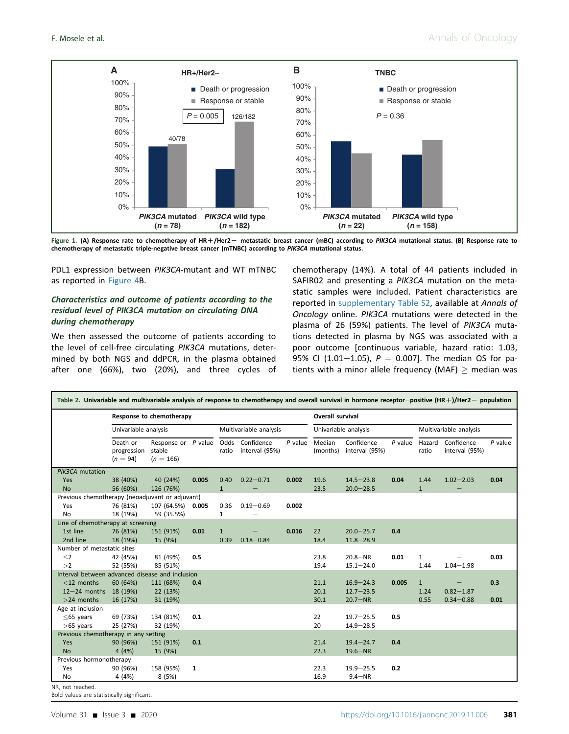Figure 1. (A) Response rate to chemotherapy of HR+/Her2− metastatic breast cancer (mBC) according to *PIK3CA* mutational status. (B) Response rate to chemotherapy of metastatic triple-negative breast cancer (mTNBC) according to *PIK3CA* mutational status.

PDL1 expression between *PIK3CA*-mutant and WT mTNBC as reported in Figure 4B.

### Characteristics and outcome of patients according to the residual level of PIK3CA mutation on circulating DNA during chemotherapy

We then assessed the outcome of patients according to the level of cell-free circulating *PIK3CA* mutations, determined by both NGS and ddPCR, in the plasma obtained after one (66%), two (20%), and three cycles of chemotherapy (14%). A total of 44 patients included in SAFIR02 and presenting a *PIK3CA* mutation on the metastatic samples were included. Patient characteristics are reported in supplementary Table S2, available at *Annals of Oncology* online. *PIK3CA* mutations were detected in the plasma of 26 (59%) patients. The level of *PIK3CA* mutations detected in plasma by NGS was associated with a poor outcome [continuous variable, hazard ratio: 1.03, 95% CI (1.01−1.05), $P = 0.007$]. The median OS for patients with a minor allele frequency (MAF) ≥ median was

Table 2. Univariable and multivariable analysis of response to chemotherapy and overall survival in hormone receptor−positive (HR+)/Her2− population

| | Response to chemotherapy | | | | | | Overall survival | | | | | |
|---|---|---|---|---|---|---|---|---|---|---|---|---|
| | Univariable analysis | | | Multivariable analysis | | | Univariable analysis | | | Multivariable analysis | | |
| | Death or progression ($n = 94$) | Response or stable ($n = 166$) | *P* value | Odds ratio | Confidence interval (95%) | *P* value | Median (months) | Confidence interval (95%) | *P* value | Hazard ratio | Confidence interval (95%) | *P* value |
| ***PIK3CA* mutation** | | | | | | | | | | | | |
| Yes | 38 (40%) | 40 (24%) | **0.005** | 0.40 | 0.22−0.71 | **0.002** | 19.6 | 14.5−23.8 | **0.04** | 1.44 | 1.02−2.03 | **0.04** |
| No | 56 (60%) | 126 (76%) | | 1 | — | | 23.5 | 20.0−28.5 | | 1 | — | |
| **Previous chemotherapy (neoadjuvant or adjuvant)** | | | | | | | | | | | | |
| Yes | 76 (81%) | 107 (64.5%) | **0.005** | 0.36 | 0.19−0.69 | **0.002** | | | | | | |
| No | 18 (19%) | 59 (35.5%) | | 1 | — | | | | | | | |
| **Line of chemotherapy at screening** | | | | | | | | | | | | |
| 1st line | 76 (81%) | 151 (91%) | **0.01** | 1 | — | **0.016** | 22 | 20.0−25.7 | 0.4 | | | |
| 2nd line | 18 (19%) | 15 (9%) | | 0.39 | 0.18−0.84 | | 18.4 | 11.8−28.9 | | | | |
| **Number of metastatic sites** | | | | | | | | | | | | |
| ≤2 | 42 (45%) | 81 (49%) | 0.5 | | | | 23.8 | 20.8−NR | **0.01** | 1 | — | **0.03** |
| >2 | 52 (55%) | 85 (51%) | | | | | 19.4 | 15.1−24.0 | | 1.44 | 1.04−1.98 | |
| **Interval between advanced disease and inclusion** | | | | | | | | | | | | |
| <12 months | 60 (64%) | 111 (68%) | 0.4 | | | | 21.1 | 16.9−24.3 | **0.005** | 1 | — | 0.3 |
| 12−24 months | 18 (19%) | 22 (13%) | | | | | 20.1 | 12.7−23.5 | | 1.24 | 0.82−1.87 | |
| >24 months | 16 (17%) | 31 (19%) | | | | | 30.1 | 20.7−NR | | 0.55 | 0.34−0.88 | **0.01** |
| **Age at inclusion** | | | | | | | | | | | | |
| ≤65 years | 69 (73%) | 134 (81%) | 0.1 | | | | 22 | 19.7−25.5 | 0.5 | | | |
| >65 years | 25 (27%) | 32 (19%) | | | | | 20 | 14.9−28.5 | | | | |
| **Previous chemotherapy in any setting** | | | | | | | | | | | | |
| Yes | 90 (96%) | 151 (91%) | 0.1 | | | | 21.4 | 19.4−24.7 | 0.4 | | | |
| No | 4 (4%) | 15 (9%) | | | | | 22.3 | 19.6−NR | | | | |
| **Previous hormonotherapy** | | | | | | | | | | | | |
| Yes | 90 (96%) | 158 (95%) | 1 | | | | 22.3 | 19.9−25.5 | 0.2 | | | |
| No | 4 (4%) | 8 (5%) | | | | | 16.9 | 9.4−NR | | | | |

NR, not reached.
Bold values are statistically significant.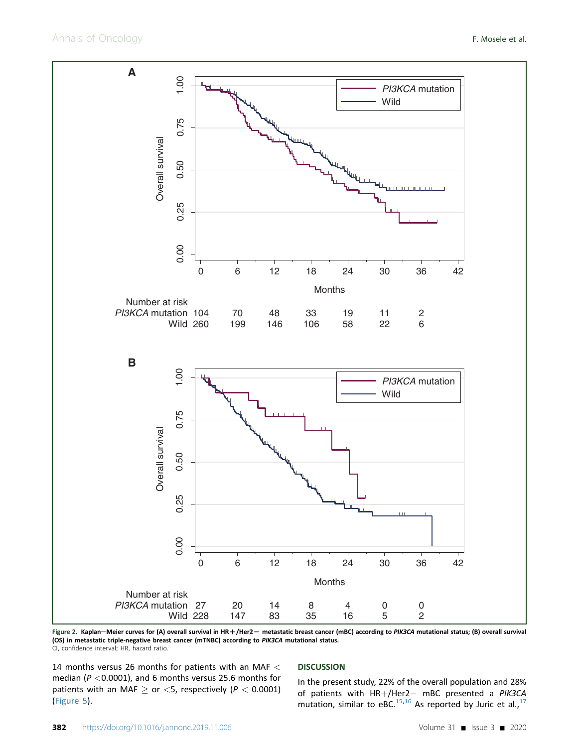Figure 2. Kaplan–Meier curves for (A) overall survival in HR+/Her2− metastatic breast cancer (mBC) according to *PIK3CA* mutational status; (B) overall survival (OS) in metastatic triple-negative breast cancer (mTNBC) according to *PIK3CA* mutational status.
CI, confidence interval; HR, hazard ratio.

14 months versus 26 months for patients with an MAF < median ($P$ <0.0001), and 6 months versus 25.6 months for patients with an MAF ≥ or <5, respectively ($P$ < 0.0001) (Figure 5).

## DISCUSSION

In the present study, 22% of the overall population and 28% of patients with HR+/Her2− mBC presented a *PIK3CA* mutation, similar to eBC.[15,16] As reported by Juric et al.,[17]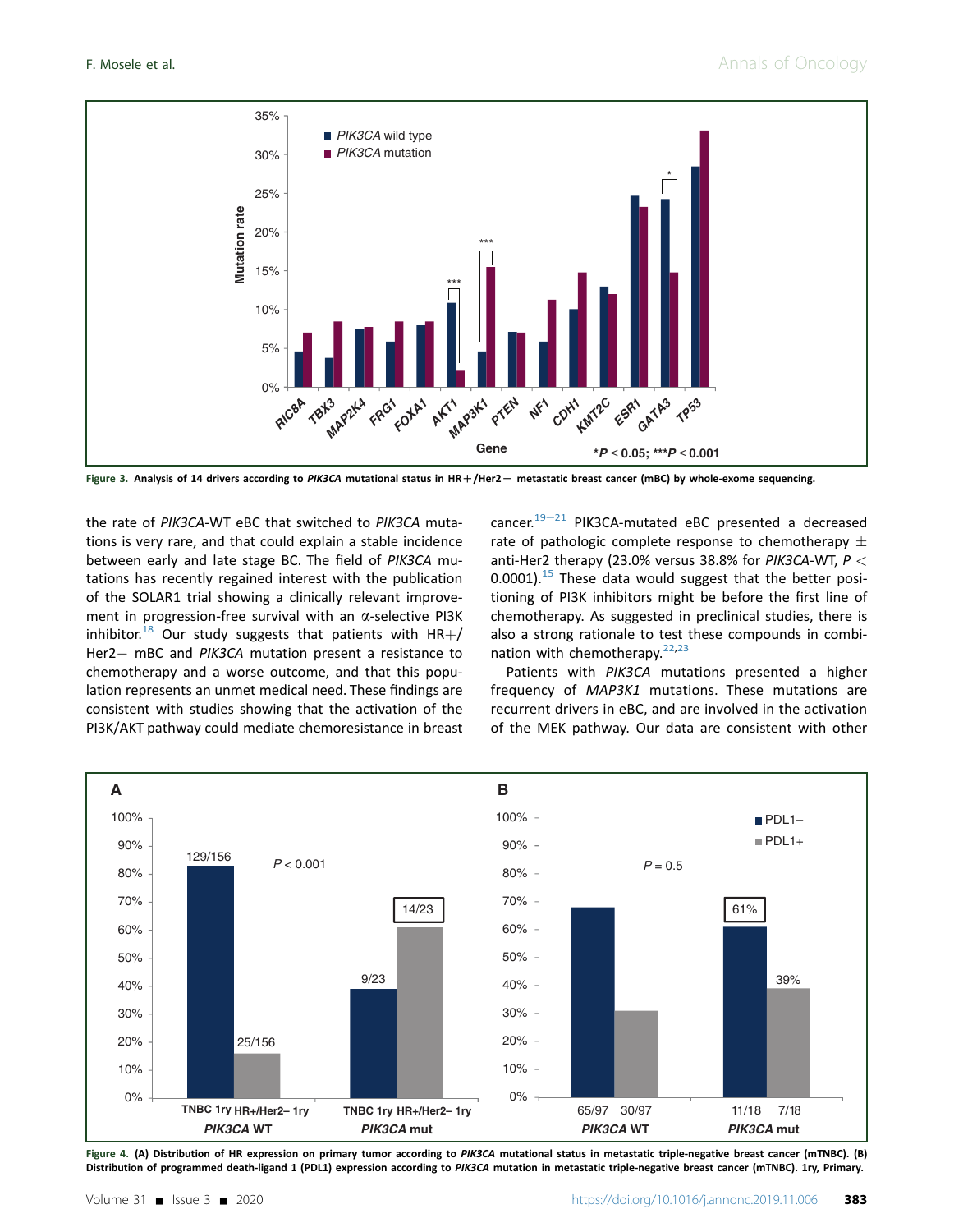Figure 3. Analysis of 14 drivers according to *PIK3CA* mutational status in HR+/Her2− metastatic breast cancer (mBC) by whole-exome sequencing.

the rate of *PIK3CA*-WT eBC that switched to *PIK3CA* mutations is very rare, and that could explain a stable incidence between early and late stage BC. The field of *PIK3CA* mutations has recently regained interest with the publication of the SOLAR1 trial showing a clinically relevant improvement in progression-free survival with an α-selective PI3K inhibitor.[18] Our study suggests that patients with HR+/Her2− mBC and *PIK3CA* mutation present a resistance to chemotherapy and a worse outcome, and that this population represents an unmet medical need. These findings are consistent with studies showing that the activation of the PI3K/AKT pathway could mediate chemoresistance in breast cancer.[19−21] PIK3CA-mutated eBC presented a decreased rate of pathologic complete response to chemotherapy ± anti-Her2 therapy (23.0% versus 38.8% for *PIK3CA*-WT, $P < 0.0001$).[15] These data would suggest that the better positioning of PI3K inhibitors might be before the first line of chemotherapy. As suggested in preclinical studies, there is also a strong rationale to test these compounds in combination with chemotherapy.[22,23]

Patients with *PIK3CA* mutations presented a higher frequency of *MAP3K1* mutations. These mutations are recurrent drivers in eBC, and are involved in the activation of the MEK pathway. Our data are consistent with other

Figure 4. (A) Distribution of HR expression on primary tumor according to *PIK3CA* mutational status in metastatic triple-negative breast cancer (mTNBC). (B) Distribution of programmed death-ligand 1 (PDL1) expression according to *PIK3CA* mutation in metastatic triple-negative breast cancer (mTNBC). 1ry, Primary.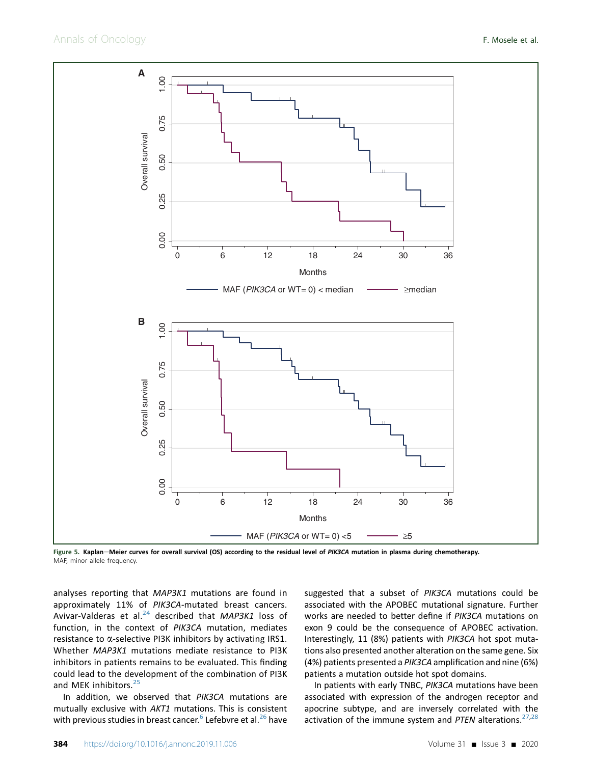**Figure 5. Kaplan−Meier curves for overall survival (OS) according to the residual level of *PIK3CA* mutation in plasma during chemotherapy.**
MAF, minor allele frequency.

analyses reporting that *MAP3K1* mutations are found in approximately 11% of *PIK3CA*-mutated breast cancers. Avivar-Valderas et al.[24] described that *MAP3K1* loss of function, in the context of *PIK3CA* mutation, mediates resistance to α-selective PI3K inhibitors by activating IRS1. Whether *MAP3K1* mutations mediate resistance to PI3K inhibitors in patients remains to be evaluated. This finding could lead to the development of the combination of PI3K and MEK inhibitors.[25]

In addition, we observed that *PIK3CA* mutations are mutually exclusive with *AKT1* mutations. This is consistent with previous studies in breast cancer.[6] Lefebvre et al.[26] have suggested that a subset of *PIK3CA* mutations could be associated with the APOBEC mutational signature. Further works are needed to better define if *PIK3CA* mutations on exon 9 could be the consequence of APOBEC activation. Interestingly, 11 (8%) patients with *PIK3CA* hot spot mutations also presented another alteration on the same gene. Six (4%) patients presented a *PIK3CA* amplification and nine (6%) patients a mutation outside hot spot domains.

In patients with early TNBC, *PIK3CA* mutations have been associated with expression of the androgen receptor and apocrine subtype, and are inversely correlated with the activation of the immune system and *PTEN* alterations.[27,28]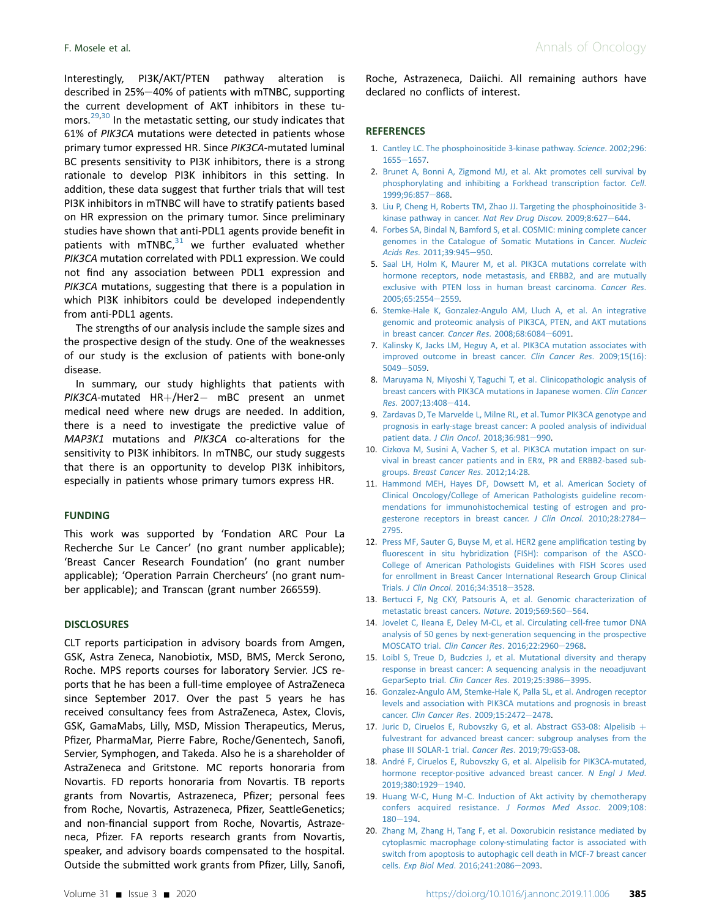Interestingly, PI3K/AKT/PTEN pathway alteration is described in 25%–40% of patients with mTNBC, supporting the current development of AKT inhibitors in these tumors.[29,30] In the metastatic setting, our study indicates that 61% of *PIK3CA* mutations were detected in patients whose primary tumor expressed HR. Since *PIK3CA*-mutated luminal BC presents sensitivity to PI3K inhibitors, there is a strong rationale to develop PI3K inhibitors in this setting. In addition, these data suggest that further trials that will test PI3K inhibitors in mTNBC will have to stratify patients based on HR expression on the primary tumor. Since preliminary studies have shown that anti-PDL1 agents provide benefit in patients with mTNBC,[31] we further evaluated whether *PIK3CA* mutation correlated with PDL1 expression. We could not find any association between PDL1 expression and *PIK3CA* mutations, suggesting that there is a population in which PI3K inhibitors could be developed independently from anti-PDL1 agents.

The strengths of our analysis include the sample sizes and the prospective design of the study. One of the weaknesses of our study is the exclusion of patients with bone-only disease.

In summary, our study highlights that patients with *PIK3CA*-mutated HR+/Her2− mBC present an unmet medical need where new drugs are needed. In addition, there is a need to investigate the predictive value of *MAP3K1* mutations and *PIK3CA* co-alterations for the sensitivity to PI3K inhibitors. In mTNBC, our study suggests that there is an opportunity to develop PI3K inhibitors, especially in patients whose primary tumors express HR.

## FUNDING

This work was supported by 'Fondation ARC Pour La Recherche Sur Le Cancer' (no grant number applicable); 'Breast Cancer Research Foundation' (no grant number applicable); 'Operation Parrain Chercheurs' (no grant number applicable); and Transcan (grant number 266559).

## DISCLOSURES

CLT reports participation in advisory boards from Amgen, GSK, Astra Zeneca, Nanobiotix, MSD, BMS, Merck Serono, Roche. MPS reports courses for laboratory Servier. JCS reports that he has been a full-time employee of AstraZeneca since September 2017. Over the past 5 years he has received consultancy fees from AstraZeneca, Astex, Clovis, GSK, GamaMabs, Lilly, MSD, Mission Therapeutics, Merus, Pfizer, PharmaMar, Pierre Fabre, Roche/Genentech, Sanofi, Servier, Symphogen, and Takeda. Also he is a shareholder of AstraZeneca and Gritstone. MC reports honoraria from Novartis. FD reports honoraria from Novartis. TB reports grants from Novartis, Astrazeneca, Pfizer; personal fees from Roche, Novartis, Astrazeneca, Pfizer, SeattleGenetics; and non-financial support from Roche, Novartis, Astrazeneca, Pfizer. FA reports research grants from Novartis, speaker, and advisory boards compensated to the hospital. Outside the submitted work grants from Pfizer, Lilly, Sanofi, Roche, Astrazeneca, Daiichi. All remaining authors have declared no conflicts of interest.

## REFERENCES

1. Cantley LC. The phosphoinositide 3-kinase pathway. *Science*. 2002;296: 1655–1657.
2. Brunet A, Bonni A, Zigmond MJ, et al. Akt promotes cell survival by phosphorylating and inhibiting a Forkhead transcription factor. *Cell*. 1999;96:857–868.
3. Liu P, Cheng H, Roberts TM, Zhao JJ. Targeting the phosphoinositide 3-kinase pathway in cancer. *Nat Rev Drug Discov*. 2009;8:627–644.
4. Forbes SA, Bindal N, Bamford S, et al. COSMIC: mining complete cancer genomes in the Catalogue of Somatic Mutations in Cancer. *Nucleic Acids Res*. 2011;39:945–950.
5. Saal LH, Holm K, Maurer M, et al. PIK3CA mutations correlate with hormone receptors, node metastasis, and ERBB2, and are mutually exclusive with PTEN loss in human breast carcinoma. *Cancer Res*. 2005;65:2554–2559.
6. Stemke-Hale K, Gonzalez-Angulo AM, Lluch A, et al. An integrative genomic and proteomic analysis of PIK3CA, PTEN, and AKT mutations in breast cancer. *Cancer Res*. 2008;68:6084–6091.
7. Kalinsky K, Jacks LM, Heguy A, et al. PIK3CA mutation associates with improved outcome in breast cancer. *Clin Cancer Res*. 2009;15(16): 5049–5059.
8. Maruyama N, Miyoshi Y, Taguchi T, et al. Clinicopathologic analysis of breast cancers with PIK3CA mutations in Japanese women. *Clin Cancer Res*. 2007;13:408–414.
9. Zardavas D, Te Marvelde L, Milne RL, et al. Tumor PIK3CA genotype and prognosis in early-stage breast cancer: A pooled analysis of individual patient data. *J Clin Oncol*. 2018;36:981–990.
10. Cizkova M, Susini A, Vacher S, et al. PIK3CA mutation impact on survival in breast cancer patients and in ERα, PR and ERBB2-based subgroups. *Breast Cancer Res*. 2012;14:28.
11. Hammond MEH, Hayes DF, Dowsett M, et al. American Society of Clinical Oncology/College of American Pathologists guideline recommendations for immunohistochemical testing of estrogen and progesterone receptors in breast cancer. *J Clin Oncol*. 2010;28:2784–2795.
12. Press MF, Sauter G, Buyse M, et al. HER2 gene amplification testing by fluorescent in situ hybridization (FISH): comparison of the ASCO-College of American Pathologists Guidelines with FISH Scores used for enrollment in Breast Cancer International Research Group Clinical Trials. *J Clin Oncol*. 2016;34:3518–3528.
13. Bertucci F, Ng CKY, Patsouris A, et al. Genomic characterization of metastatic breast cancers. *Nature*. 2019;569:560–564.
14. Jovelet C, Ileana E, Deley M-CL, et al. Circulating cell-free tumor DNA analysis of 50 genes by next-generation sequencing in the prospective MOSCATO trial. *Clin Cancer Res*. 2016;22:2960–2968.
15. Loibl S, Treue D, Budczies J, et al. Mutational diversity and therapy response in breast cancer: A sequencing analysis in the neoadjuvant GeparSepto trial. *Clin Cancer Res*. 2019;25:3986–3995.
16. Gonzalez-Angulo AM, Stemke-Hale K, Palla SL, et al. Androgen receptor levels and association with PIK3CA mutations and prognosis in breast cancer. *Clin Cancer Res*. 2009;15:2472–2478.
17. Juric D, Ciruelos E, Rubovszky G, et al. Abstract GS3-08: Alpelisib + fulvestrant for advanced breast cancer: subgroup analyses from the phase III SOLAR-1 trial. *Cancer Res*. 2019;79:GS3-08.
18. André F, Ciruelos E, Rubovszky G, et al. Alpelisib for PIK3CA-mutated, hormone receptor-positive advanced breast cancer. *N Engl J Med*. 2019;380:1929–1940.
19. Huang W-C, Hung M-C. Induction of Akt activity by chemotherapy confers acquired resistance. *J Formos Med Assoc*. 2009;108: 180–194.
20. Zhang M, Zhang H, Tang F, et al. Doxorubicin resistance mediated by cytoplasmic macrophage colony-stimulating factor is associated with switch from apoptosis to autophagic cell death in MCF-7 breast cancer cells. *Exp Biol Med*. 2016;241:2086–2093.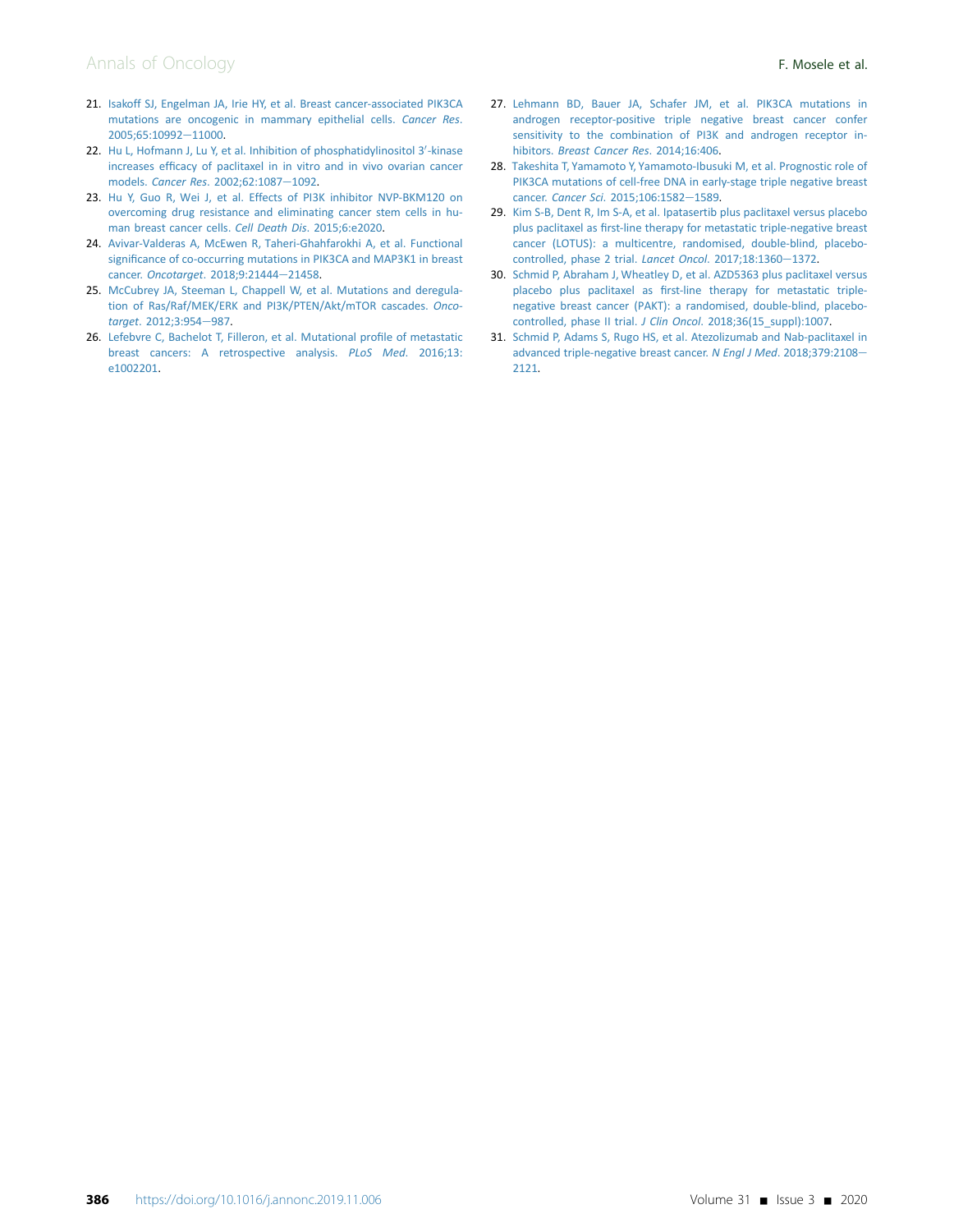21. Isakoff SJ, Engelman JA, Irie HY, et al. Breast cancer-associated PIK3CA mutations are oncogenic in mammary epithelial cells. *Cancer Res*. 2005;65:10992–11000.
22. Hu L, Hofmann J, Lu Y, et al. Inhibition of phosphatidylinositol 3′-kinase increases efficacy of paclitaxel in in vitro and in vivo ovarian cancer models. *Cancer Res*. 2002;62:1087–1092.
23. Hu Y, Guo R, Wei J, et al. Effects of PI3K inhibitor NVP-BKM120 on overcoming drug resistance and eliminating cancer stem cells in human breast cancer cells. *Cell Death Dis*. 2015;6:e2020.
24. Avivar-Valderas A, McEwen R, Taheri-Ghahfarokhi A, et al. Functional significance of co-occurring mutations in PIK3CA and MAP3K1 in breast cancer. *Oncotarget*. 2018;9:21444–21458.
25. McCubrey JA, Steeman L, Chappell W, et al. Mutations and deregulation of Ras/Raf/MEK/ERK and PI3K/PTEN/Akt/mTOR cascades. *Oncotarget*. 2012;3:954–987.
26. Lefebvre C, Bachelot T, Filleron, et al. Mutational profile of metastatic breast cancers: A retrospective analysis. *PLoS Med*. 2016;13:e1002201.
27. Lehmann BD, Bauer JA, Schafer JM, et al. PIK3CA mutations in androgen receptor-positive triple negative breast cancer confer sensitivity to the combination of PI3K and androgen receptor inhibitors. *Breast Cancer Res*. 2014;16:406.
28. Takeshita T, Yamamoto Y, Yamamoto-Ibusuki M, et al. Prognostic role of PIK3CA mutations of cell-free DNA in early-stage triple negative breast cancer. *Cancer Sci*. 2015;106:1582–1589.
29. Kim S-B, Dent R, Im S-A, et al. Ipatasertib plus paclitaxel versus placebo plus paclitaxel as first-line therapy for metastatic triple-negative breast cancer (LOTUS): a multicentre, randomised, double-blind, placebo-controlled, phase 2 trial. *Lancet Oncol*. 2017;18:1360–1372.
30. Schmid P, Abraham J, Wheatley D, et al. AZD5363 plus paclitaxel versus placebo plus paclitaxel as first-line therapy for metastatic triple-negative breast cancer (PAKT): a randomised, double-blind, placebo-controlled, phase II trial. *J Clin Oncol*. 2018;36(15_suppl):1007.
31. Schmid P, Adams S, Rugo HS, et al. Atezolizumab and Nab-paclitaxel in advanced triple-negative breast cancer. *N Engl J Med*. 2018;379:2108–2121.